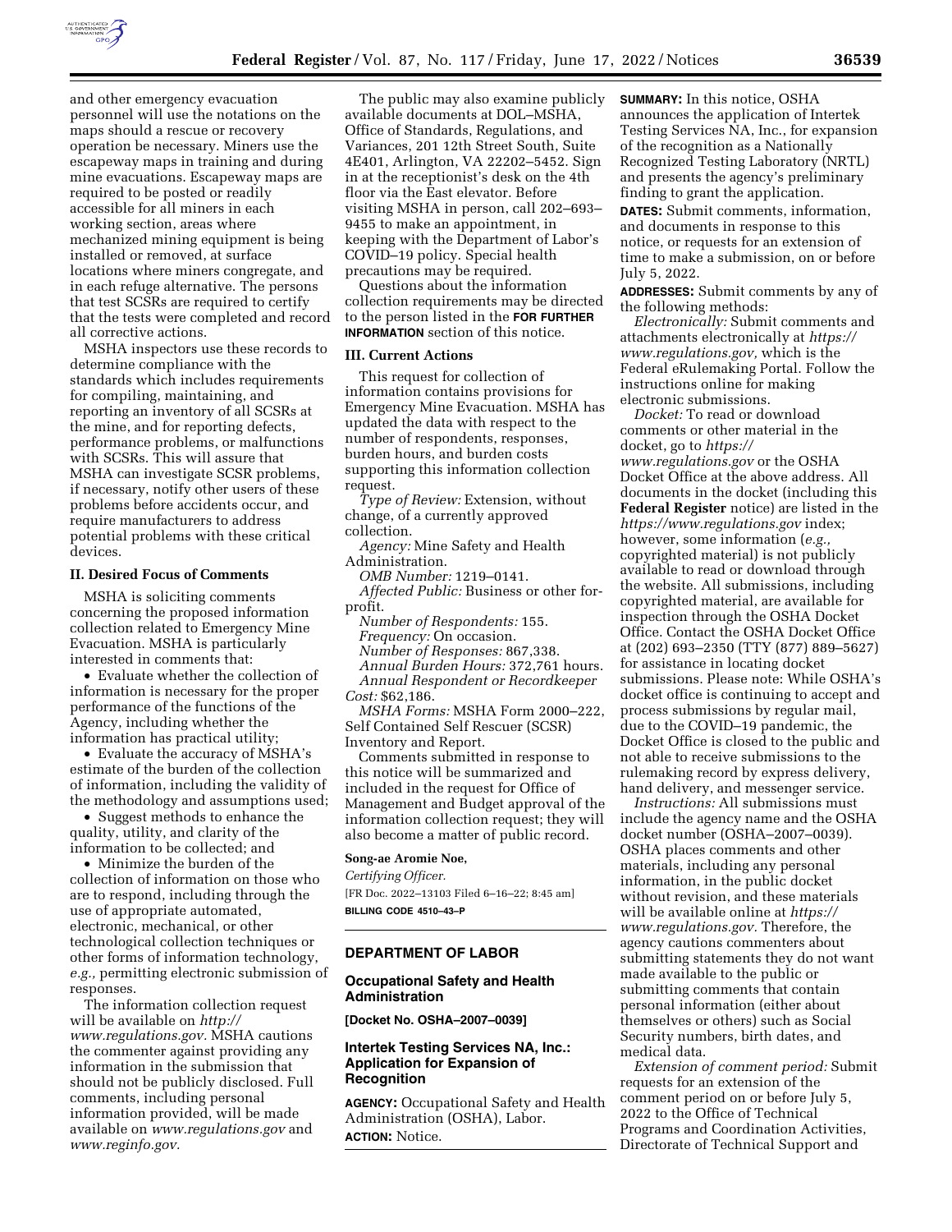and other emergency evacuation personnel will use the notations on the maps should a rescue or recovery operation be necessary. Miners use the escapeway maps in training and during mine evacuations. Escapeway maps are required to be posted or readily accessible for all miners in each working section, areas where mechanized mining equipment is being installed or removed, at surface locations where miners congregate, and in each refuge alternative. The persons that test SCSRs are required to certify that the tests were completed and record all corrective actions.

MSHA inspectors use these records to determine compliance with the standards which includes requirements for compiling, maintaining, and reporting an inventory of all SCSRs at the mine, and for reporting defects, performance problems, or malfunctions with SCSRs. This will assure that MSHA can investigate SCSR problems, if necessary, notify other users of these problems before accidents occur, and require manufacturers to address potential problems with these critical devices.

## II. Desired Focus of Comments

MSHA is soliciting comments concerning the proposed information collection related to Emergency Mine Evacuation. MSHA is particularly interested in comments that:

- Evaluate whether the collection of information is necessary for the proper performance of the functions of the Agency, including whether the information has practical utility;
- Evaluate the accuracy of MSHA's estimate of the burden of the collection of information, including the validity of the methodology and assumptions used;
- Suggest methods to enhance the quality, utility, and clarity of the information to be collected; and
- Minimize the burden of the collection of information on those who are to respond, including through the use of appropriate automated, electronic, mechanical, or other technological collection techniques or other forms of information technology, *e.g.,* permitting electronic submission of responses.

The information collection request will be available on *http://www.regulations.gov.* MSHA cautions the commenter against providing any information in the submission that should not be publicly disclosed. Full comments, including personal information provided, will be made available on *www.regulations.gov* and *www.reginfo.gov.*

The public may also examine publicly available documents at DOL–MSHA, Office of Standards, Regulations, and Variances, 201 12th Street South, Suite 4E401, Arlington, VA 22202–5452. Sign in at the receptionist's desk on the 4th floor via the East elevator. Before visiting MSHA in person, call 202–693–9455 to make an appointment, in keeping with the Department of Labor's COVID–19 policy. Special health precautions may be required.

Questions about the information collection requirements may be directed to the person listed in the **FOR FURTHER INFORMATION** section of this notice.

## III. Current Actions

This request for collection of information contains provisions for Emergency Mine Evacuation. MSHA has updated the data with respect to the number of respondents, responses, burden hours, and burden costs supporting this information collection request.

*Type of Review:* Extension, without change, of a currently approved collection.

*Agency:* Mine Safety and Health Administration.

*OMB Number:* 1219–0141.

*Affected Public:* Business or other for-profit.

*Number of Respondents:* 155.

*Frequency:* On occasion.

*Number of Responses:* 867,338.

*Annual Burden Hours:* 372,761 hours.

*Annual Respondent or Recordkeeper Cost:* $62,186.

*MSHA Forms:* MSHA Form 2000–222, Self Contained Self Rescuer (SCSR) Inventory and Report.

Comments submitted in response to this notice will be summarized and included in the request for Office of Management and Budget approval of the information collection request; they will also become a matter of public record.

**Song-ae Aromie Noe,**

*Certifying Officer.*

[FR Doc. 2022–13103 Filed 6–16–22; 8:45 am]

**BILLING CODE 4510–43–P**

---

# DEPARTMENT OF LABOR

## Occupational Safety and Health Administration

**[Docket No. OSHA–2007–0039]**

## Intertek Testing Services NA, Inc.: Application for Expansion of Recognition

**AGENCY:** Occupational Safety and Health Administration (OSHA), Labor.

**ACTION:** Notice.

**SUMMARY:** In this notice, OSHA announces the application of Intertek Testing Services NA, Inc., for expansion of the recognition as a Nationally Recognized Testing Laboratory (NRTL) and presents the agency's preliminary finding to grant the application.

**DATES:** Submit comments, information, and documents in response to this notice, or requests for an extension of time to make a submission, on or before July 5, 2022.

**ADDRESSES:** Submit comments by any of the following methods:

*Electronically:* Submit comments and attachments electronically at *https://www.regulations.gov,* which is the Federal eRulemaking Portal. Follow the instructions online for making electronic submissions.

*Docket:* To read or download comments or other material in the docket, go to *https://www.regulations.gov* or the OSHA Docket Office at the above address. All documents in the docket (including this **Federal Register** notice) are listed in the *https://www.regulations.gov* index; however, some information (*e.g.,* copyrighted material) is not publicly available to read or download through the website. All submissions, including copyrighted material, are available for inspection through the OSHA Docket Office. Contact the OSHA Docket Office at (202) 693–2350 (TTY (877) 889–5627) for assistance in locating docket submissions. Please note: While OSHA's docket office is continuing to accept and process submissions by regular mail, due to the COVID–19 pandemic, the Docket Office is closed to the public and not able to receive submissions to the rulemaking record by express delivery, hand delivery, and messenger service.

*Instructions:* All submissions must include the agency name and the OSHA docket number (OSHA–2007–0039). OSHA places comments and other materials, including any personal information, in the public docket without revision, and these materials will be available online at *https://www.regulations.gov.* Therefore, the agency cautions commenters about submitting statements they do not want made available to the public or submitting comments that contain personal information (either about themselves or others) such as Social Security numbers, birth dates, and medical data.

*Extension of comment period:* Submit requests for an extension of the comment period on or before July 5, 2022 to the Office of Technical Programs and Coordination Activities, Directorate of Technical Support and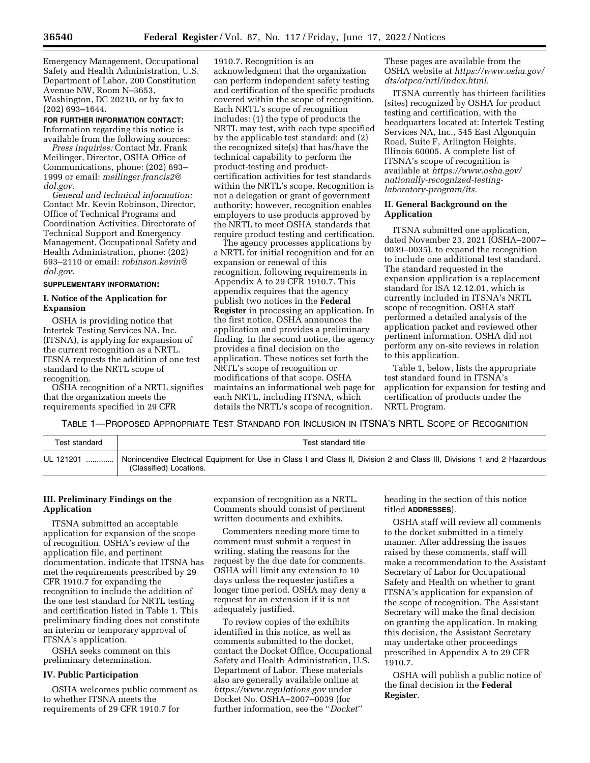Emergency Management, Occupational Safety and Health Administration, U.S. Department of Labor, 200 Constitution Avenue NW, Room N–3653, Washington, DC 20210, or by fax to (202) 693–1644.

**FOR FURTHER INFORMATION CONTACT:** Information regarding this notice is available from the following sources:

*Press inquiries:* Contact Mr. Frank Meilinger, Director, OSHA Office of Communications, phone: (202) 693–1999 or email: *meilinger.francis2@dol.gov.*

*General and technical information:* Contact Mr. Kevin Robinson, Director, Office of Technical Programs and Coordination Activities, Directorate of Technical Support and Emergency Management, Occupational Safety and Health Administration, phone: (202) 693–2110 or email: *robinson.kevin@dol.gov.*

**SUPPLEMENTARY INFORMATION:**

## I. Notice of the Application for Expansion

OSHA is providing notice that Intertek Testing Services NA, Inc. (ITSNA), is applying for expansion of the current recognition as a NRTL. ITSNA requests the addition of one test standard to the NRTL scope of recognition.

OSHA recognition of a NRTL signifies that the organization meets the requirements specified in 29 CFR 1910.7. Recognition is an acknowledgment that the organization can perform independent safety testing and certification of the specific products covered within the scope of recognition. Each NRTL's scope of recognition includes: (1) the type of products the NRTL may test, with each type specified by the applicable test standard; and (2) the recognized site(s) that has/have the technical capability to perform the product-testing and product-certification activities for test standards within the NRTL's scope. Recognition is not a delegation or grant of government authority; however, recognition enables employers to use products approved by the NRTL to meet OSHA standards that require product testing and certification.

The agency processes applications by a NRTL for initial recognition and for an expansion or renewal of this recognition, following requirements in Appendix A to 29 CFR 1910.7. This appendix requires that the agency publish two notices in the **Federal Register** in processing an application. In the first notice, OSHA announces the application and provides a preliminary finding. In the second notice, the agency provides a final decision on the application. These notices set forth the NRTL's scope of recognition or modifications of that scope. OSHA maintains an informational web page for each NRTL, including ITSNA, which details the NRTL's scope of recognition. These pages are available from the OSHA website at *https://www.osha.gov/dts/otpca/nrtl/index.html.*

ITSNA currently has thirteen facilities (sites) recognized by OSHA for product testing and certification, with the headquarters located at: Intertek Testing Services NA, Inc., 545 East Algonquin Road, Suite F, Arlington Heights, Illinois 60005. A complete list of ITSNA's scope of recognition is available at *https://www.osha.gov/nationally-recognized-testing-laboratory-program/its.*

## II. General Background on the Application

ITSNA submitted one application, dated November 23, 2021 (OSHA–2007–0039–0035), to expand the recognition to include one additional test standard. The standard requested in the expansion application is a replacement standard for ISA 12.12.01, which is currently included in ITSNA's NRTL scope of recognition. OSHA staff performed a detailed analysis of the application packet and reviewed other pertinent information. OSHA did not perform any on-site reviews in relation to this application.

Table 1, below, lists the appropriate test standard found in ITSNA's application for expansion for testing and certification of products under the NRTL Program.

TABLE 1—PROPOSED APPROPRIATE TEST STANDARD FOR INCLUSION IN ITSNA'S NRTL SCOPE OF RECOGNITION

| Test standard | Test standard title |
|---|---|
| UL 121201 | Nonincendive Electrical Equipment for Use in Class I and Class II, Division 2 and Class III, Divisions 1 and 2 Hazardous (Classified) Locations. |

## III. Preliminary Findings on the Application

ITSNA submitted an acceptable application for expansion of the scope of recognition. OSHA's review of the application file, and pertinent documentation, indicate that ITSNA has met the requirements prescribed by 29 CFR 1910.7 for expanding the recognition to include the addition of the one test standard for NRTL testing and certification listed in Table 1. This preliminary finding does not constitute an interim or temporary approval of ITSNA's application.

OSHA seeks comment on this preliminary determination.

## IV. Public Participation

OSHA welcomes public comment as to whether ITSNA meets the requirements of 29 CFR 1910.7 for expansion of recognition as a NRTL. Comments should consist of pertinent written documents and exhibits.

Commenters needing more time to comment must submit a request in writing, stating the reasons for the request by the due date for comments. OSHA will limit any extension to 10 days unless the requester justifies a longer time period. OSHA may deny a request for an extension if it is not adequately justified.

To review copies of the exhibits identified in this notice, as well as comments submitted to the docket, contact the Docket Office, Occupational Safety and Health Administration, U.S. Department of Labor. These materials also are generally available online at *https://www.regulations.gov* under Docket No. OSHA–2007–0039 (for further information, see the ''*Docket*'' heading in the section of this notice titled **ADDRESSES**).

OSHA staff will review all comments to the docket submitted in a timely manner. After addressing the issues raised by these comments, staff will make a recommendation to the Assistant Secretary of Labor for Occupational Safety and Health on whether to grant ITSNA's application for expansion of the scope of recognition. The Assistant Secretary will make the final decision on granting the application. In making this decision, the Assistant Secretary may undertake other proceedings prescribed in Appendix A to 29 CFR 1910.7.

OSHA will publish a public notice of the final decision in the **Federal Register**.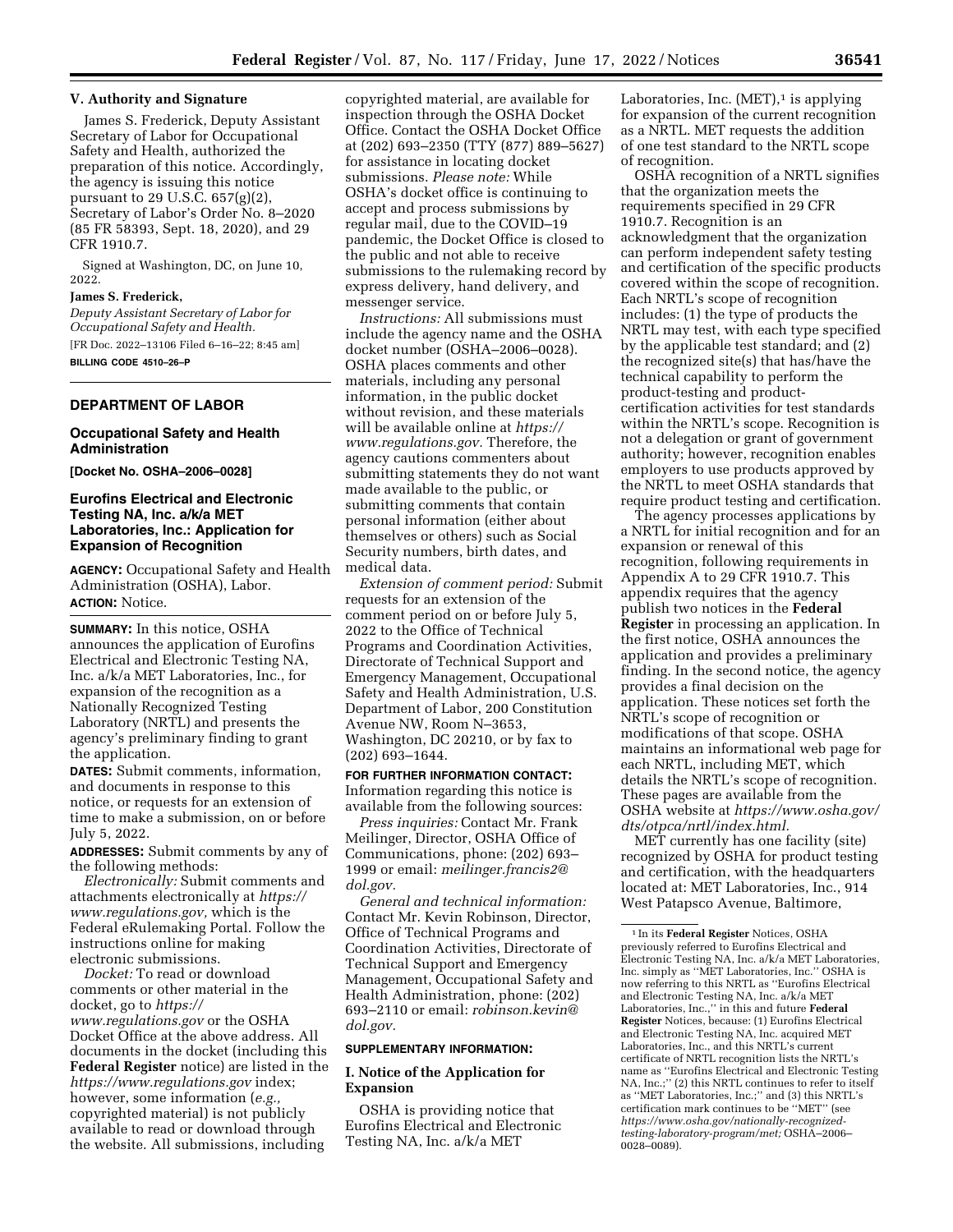## V. Authority and Signature

James S. Frederick, Deputy Assistant Secretary of Labor for Occupational Safety and Health, authorized the preparation of this notice. Accordingly, the agency is issuing this notice pursuant to 29 U.S.C. 657(g)(2), Secretary of Labor's Order No. 8–2020 (85 FR 58393, Sept. 18, 2020), and 29 CFR 1910.7.

Signed at Washington, DC, on June 10, 2022.

**James S. Frederick,**

*Deputy Assistant Secretary of Labor for Occupational Safety and Health.*

[FR Doc. 2022–13106 Filed 6–16–22; 8:45 am]

**BILLING CODE 4510–26–P**

---

## DEPARTMENT OF LABOR

### Occupational Safety and Health Administration

**[Docket No. OSHA–2006–0028]**

### Eurofins Electrical and Electronic Testing NA, Inc. a/k/a MET Laboratories, Inc.: Application for Expansion of Recognition

**AGENCY:** Occupational Safety and Health Administration (OSHA), Labor.

**ACTION:** Notice.

**SUMMARY:** In this notice, OSHA announces the application of Eurofins Electrical and Electronic Testing NA, Inc. a/k/a MET Laboratories, Inc., for expansion of the recognition as a Nationally Recognized Testing Laboratory (NRTL) and presents the agency's preliminary finding to grant the application.

**DATES:** Submit comments, information, and documents in response to this notice, or requests for an extension of time to make a submission, on or before July 5, 2022.

**ADDRESSES:** Submit comments by any of the following methods:

*Electronically:* Submit comments and attachments electronically at *https://www.regulations.gov,* which is the Federal eRulemaking Portal. Follow the instructions online for making electronic submissions.

*Docket:* To read or download comments or other material in the docket, go to *https://www.regulations.gov* or the OSHA Docket Office at the above address. All documents in the docket (including this **Federal Register** notice) are listed in the *https://www.regulations.gov* index; however, some information (*e.g.,* copyrighted material) is not publicly available to read or download through the website. All submissions, including copyrighted material, are available for inspection through the OSHA Docket Office. Contact the OSHA Docket Office at (202) 693–2350 (TTY (877) 889–5627) for assistance in locating docket submissions. *Please note:* While OSHA's docket office is continuing to accept and process submissions by regular mail, due to the COVID–19 pandemic, the Docket Office is closed to the public and not able to receive submissions to the rulemaking record by express delivery, hand delivery, and messenger service.

*Instructions:* All submissions must include the agency name and the OSHA docket number (OSHA–2006–0028). OSHA places comments and other materials, including any personal information, in the public docket without revision, and these materials will be available online at *https://www.regulations.gov.* Therefore, the agency cautions commenters about submitting statements they do not want made available to the public, or submitting comments that contain personal information (either about themselves or others) such as Social Security numbers, birth dates, and medical data.

*Extension of comment period:* Submit requests for an extension of the comment period on or before July 5, 2022 to the Office of Technical Programs and Coordination Activities, Directorate of Technical Support and Emergency Management, Occupational Safety and Health Administration, U.S. Department of Labor, 200 Constitution Avenue NW, Room N–3653, Washington, DC 20210, or by fax to (202) 693–1644.

**FOR FURTHER INFORMATION CONTACT:** Information regarding this notice is available from the following sources:

*Press inquiries:* Contact Mr. Frank Meilinger, Director, OSHA Office of Communications, phone: (202) 693–1999 or email: *meilinger.francis2@dol.gov.*

*General and technical information:* Contact Mr. Kevin Robinson, Director, Office of Technical Programs and Coordination Activities, Directorate of Technical Support and Emergency Management, Occupational Safety and Health Administration, phone: (202) 693–2110 or email: *robinson.kevin@dol.gov.*

**SUPPLEMENTARY INFORMATION:**

## I. Notice of the Application for Expansion

OSHA is providing notice that Eurofins Electrical and Electronic Testing NA, Inc. a/k/a MET Laboratories, Inc. (MET),[1] is applying for expansion of the current recognition as a NRTL. MET requests the addition of one test standard to the NRTL scope of recognition.

OSHA recognition of a NRTL signifies that the organization meets the requirements specified in 29 CFR 1910.7. Recognition is an acknowledgment that the organization can perform independent safety testing and certification of the specific products covered within the scope of recognition. Each NRTL's scope of recognition includes: (1) the type of products the NRTL may test, with each type specified by the applicable test standard; and (2) the recognized site(s) that has/have the technical capability to perform the product-testing and product-certification activities for test standards within the NRTL's scope. Recognition is not a delegation or grant of government authority; however, recognition enables employers to use products approved by the NRTL to meet OSHA standards that require product testing and certification.

The agency processes applications by a NRTL for initial recognition and for an expansion or renewal of this recognition, following requirements in Appendix A to 29 CFR 1910.7. This appendix requires that the agency publish two notices in the **Federal Register** in processing an application. In the first notice, OSHA announces the application and provides a preliminary finding. In the second notice, the agency provides a final decision on the application. These notices set forth the NRTL's scope of recognition or modifications of that scope. OSHA maintains an informational web page for each NRTL, including MET, which details the NRTL's scope of recognition. These pages are available from the OSHA website at *https://www.osha.gov/dts/otpca/nrtl/index.html.*

MET currently has one facility (site) recognized by OSHA for product testing and certification, with the headquarters located at: MET Laboratories, Inc., 914 West Patapsco Avenue, Baltimore,

[1] In its **Federal Register** Notices, OSHA previously referred to Eurofins Electrical and Electronic Testing NA, Inc. a/k/a MET Laboratories, Inc. simply as ''MET Laboratories, Inc.'' OSHA is now referring to this NRTL as ''Eurofins Electrical and Electronic Testing NA, Inc. a/k/a MET Laboratories, Inc.,'' in this and future **Federal Register** Notices, because: (1) Eurofins Electrical and Electronic Testing NA, Inc. acquired MET Laboratories, Inc., and this NRTL's current certificate of NRTL recognition lists the NRTL's name as ''Eurofins Electrical and Electronic Testing NA, Inc. a/k/a MET Laboratories, Inc.;'' (2) this NRTL continues to refer to itself as ''MET Laboratories, Inc.;'' and (3) this NRTL's certification mark continues to be ''MET'' (see *https://www.osha.gov/nationally-recognized-testing-laboratory-program/met;* OSHA–2006–0028–0089).